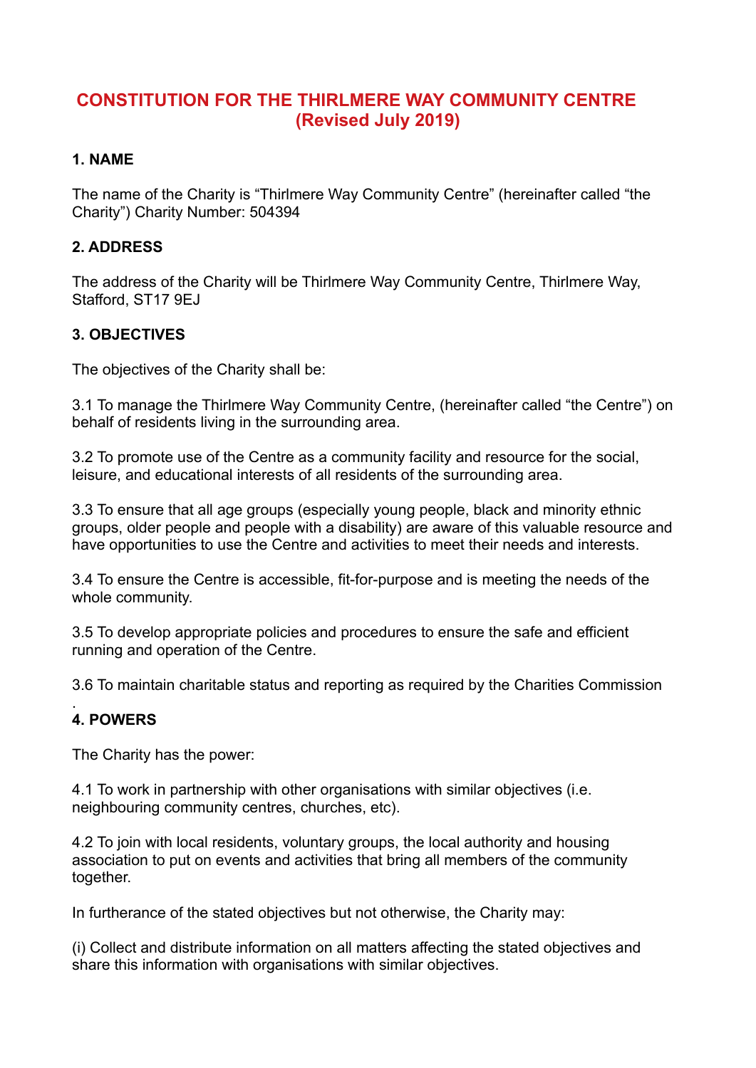# CONSTITUTION FOR THE THIRLMERE WAY COMMUNITY CENTRE (Revised July 2019)

## 1. NAME

The name of the Charity is "Thirlmere Way Community Centre" (hereinafter called "the Charity") Charity Number: 504394

## 2. ADDRESS

The address of the Charity will be Thirlmere Way Community Centre, Thirlmere Way, Stafford, ST17 9EJ

## 3. OBJECTIVES

The objectives of the Charity shall be:

3.1 To manage the Thirlmere Way Community Centre, (hereinafter called "the Centre") on behalf of residents living in the surrounding area.

3.2 To promote use of the Centre as a community facility and resource for the social, leisure, and educational interests of all residents of the surrounding area.

3.3 To ensure that all age groups (especially young people, black and minority ethnic groups, older people and people with a disability) are aware of this valuable resource and have opportunities to use the Centre and activities to meet their needs and interests.

3.4 To ensure the Centre is accessible, fit-for-purpose and is meeting the needs of the whole community.

3.5 To develop appropriate policies and procedures to ensure the safe and efficient running and operation of the Centre.

3.6 To maintain charitable status and reporting as required by the Charities Commission.

## 4. POWERS

The Charity has the power:

4.1 To work in partnership with other organisations with similar objectives (i.e. neighbouring community centres, churches, etc).

4.2 To join with local residents, voluntary groups, the local authority and housing association to put on events and activities that bring all members of the community together.

In furtherance of the stated objectives but not otherwise, the Charity may:

(i) Collect and distribute information on all matters affecting the stated objectives and share this information with organisations with similar objectives.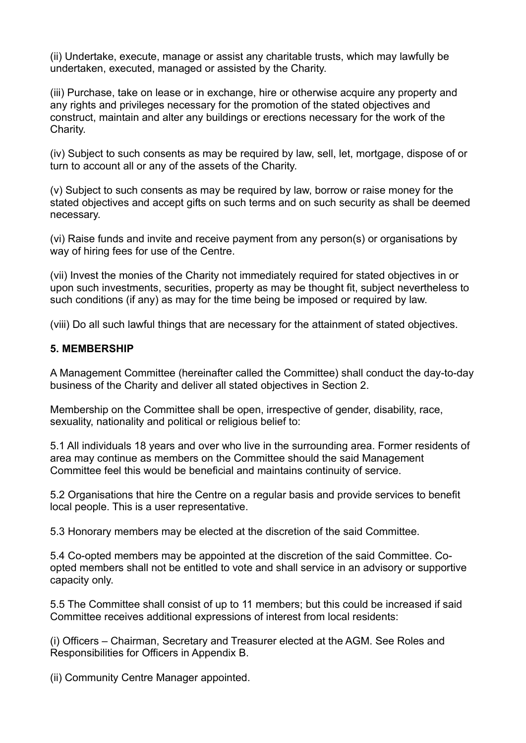(ii) Undertake, execute, manage or assist any charitable trusts, which may lawfully be undertaken, executed, managed or assisted by the Charity.

(iii) Purchase, take on lease or in exchange, hire or otherwise acquire any property and any rights and privileges necessary for the promotion of the stated objectives and construct, maintain and alter any buildings or erections necessary for the work of the Charity.

(iv) Subject to such consents as may be required by law, sell, let, mortgage, dispose of or turn to account all or any of the assets of the Charity.

(v) Subject to such consents as may be required by law, borrow or raise money for the stated objectives and accept gifts on such terms and on such security as shall be deemed necessary.

(vi) Raise funds and invite and receive payment from any person(s) or organisations by way of hiring fees for use of the Centre.

(vii) Invest the monies of the Charity not immediately required for stated objectives in or upon such investments, securities, property as may be thought fit, subject nevertheless to such conditions (if any) as may for the time being be imposed or required by law.

(viii) Do all such lawful things that are necessary for the attainment of stated objectives.

## 5. MEMBERSHIP

A Management Committee (hereinafter called the Committee) shall conduct the day-to-day business of the Charity and deliver all stated objectives in Section 2.

Membership on the Committee shall be open, irrespective of gender, disability, race, sexuality, nationality and political or religious belief to:

5.1 All individuals 18 years and over who live in the surrounding area. Former residents of area may continue as members on the Committee should the said Management Committee feel this would be beneficial and maintains continuity of service.

5.2 Organisations that hire the Centre on a regular basis and provide services to benefit local people. This is a user representative.

5.3 Honorary members may be elected at the discretion of the said Committee.

5.4 Co-opted members may be appointed at the discretion of the said Committee. Co-opted members shall not be entitled to vote and shall service in an advisory or supportive capacity only.

5.5 The Committee shall consist of up to 11 members; but this could be increased if said Committee receives additional expressions of interest from local residents:

(i) Officers – Chairman, Secretary and Treasurer elected at the AGM. See Roles and Responsibilities for Officers in Appendix B.

(ii) Community Centre Manager appointed.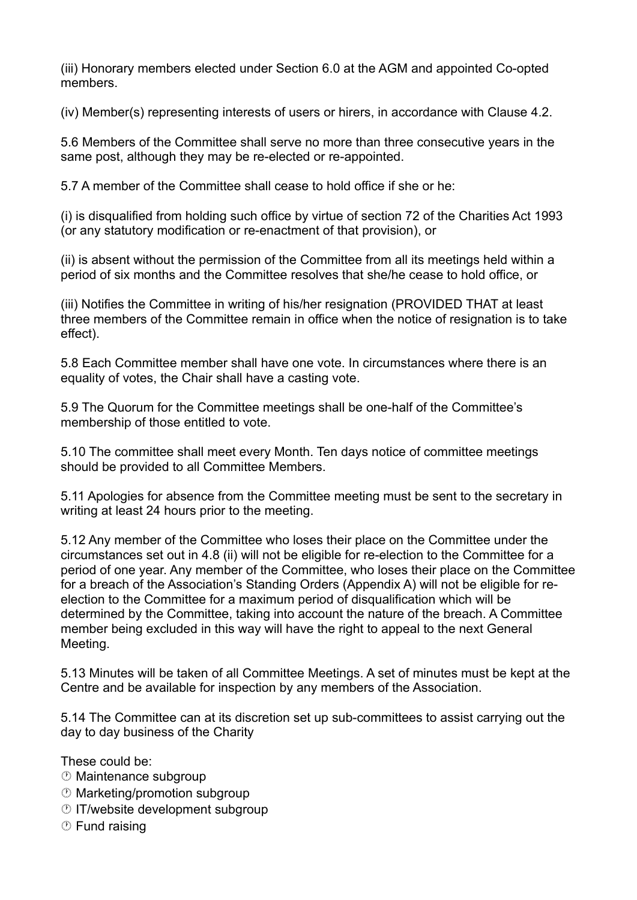(iii) Honorary members elected under Section 6.0 at the AGM and appointed Co-opted members.

(iv) Member(s) representing interests of users or hirers, in accordance with Clause 4.2.

5.6 Members of the Committee shall serve no more than three consecutive years in the same post, although they may be re-elected or re-appointed.

5.7 A member of the Committee shall cease to hold office if she or he:

(i) is disqualified from holding such office by virtue of section 72 of the Charities Act 1993 (or any statutory modification or re-enactment of that provision), or

(ii) is absent without the permission of the Committee from all its meetings held within a period of six months and the Committee resolves that she/he cease to hold office, or

(iii) Notifies the Committee in writing of his/her resignation (PROVIDED THAT at least three members of the Committee remain in office when the notice of resignation is to take effect).

5.8 Each Committee member shall have one vote. In circumstances where there is an equality of votes, the Chair shall have a casting vote.

5.9 The Quorum for the Committee meetings shall be one-half of the Committee's membership of those entitled to vote.

5.10 The committee shall meet every Month. Ten days notice of committee meetings should be provided to all Committee Members.

5.11 Apologies for absence from the Committee meeting must be sent to the secretary in writing at least 24 hours prior to the meeting.

5.12 Any member of the Committee who loses their place on the Committee under the circumstances set out in 4.8 (ii) will not be eligible for re-election to the Committee for a period of one year. Any member of the Committee, who loses their place on the Committee for a breach of the Association's Standing Orders (Appendix A) will not be eligible for re-election to the Committee for a maximum period of disqualification which will be determined by the Committee, taking into account the nature of the breach. A Committee member being excluded in this way will have the right to appeal to the next General Meeting.

5.13 Minutes will be taken of all Committee Meetings. A set of minutes must be kept at the Centre and be available for inspection by any members of the Association.

5.14 The Committee can at its discretion set up sub-committees to assist carrying out the day to day business of the Charity

These could be:

- Maintenance subgroup
- Marketing/promotion subgroup
- IT/website development subgroup
- Fund raising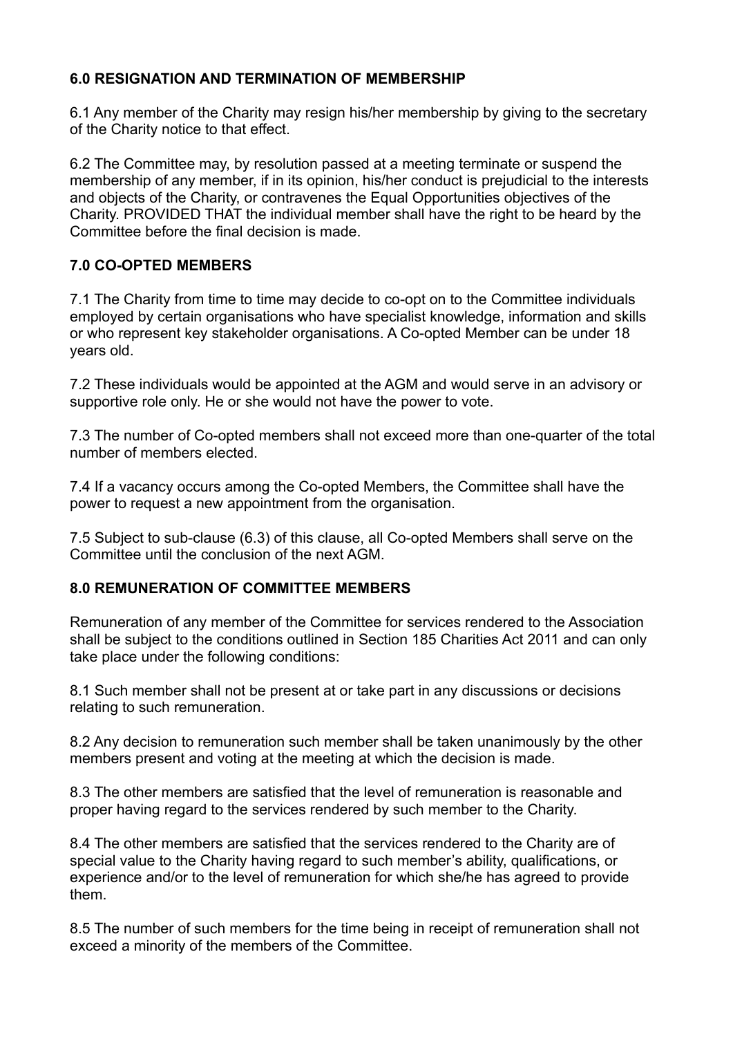### **6.0 RESIGNATION AND TERMINATION OF MEMBERSHIP**

6.1 Any member of the Charity may resign his/her membership by giving to the secretary of the Charity notice to that effect.

6.2 The Committee may, by resolution passed at a meeting terminate or suspend the membership of any member, if in its opinion, his/her conduct is prejudicial to the interests and objects of the Charity, or contravenes the Equal Opportunities objectives of the Charity. PROVIDED THAT the individual member shall have the right to be heard by the Committee before the final decision is made.

### **7.0 CO-OPTED MEMBERS**

7.1 The Charity from time to time may decide to co-opt on to the Committee individuals employed by certain organisations who have specialist knowledge, information and skills or who represent key stakeholder organisations. A Co-opted Member can be under 18 years old.

7.2 These individuals would be appointed at the AGM and would serve in an advisory or supportive role only. He or she would not have the power to vote.

7.3 The number of Co-opted members shall not exceed more than one-quarter of the total number of members elected.

7.4 If a vacancy occurs among the Co-opted Members, the Committee shall have the power to request a new appointment from the organisation.

7.5 Subject to sub-clause (6.3) of this clause, all Co-opted Members shall serve on the Committee until the conclusion of the next AGM.

### **8.0 REMUNERATION OF COMMITTEE MEMBERS**

Remuneration of any member of the Committee for services rendered to the Association shall be subject to the conditions outlined in Section 185 Charities Act 2011 and can only take place under the following conditions:

8.1 Such member shall not be present at or take part in any discussions or decisions relating to such remuneration.

8.2 Any decision to remuneration such member shall be taken unanimously by the other members present and voting at the meeting at which the decision is made.

8.3 The other members are satisfied that the level of remuneration is reasonable and proper having regard to the services rendered by such member to the Charity.

8.4 The other members are satisfied that the services rendered to the Charity are of special value to the Charity having regard to such member's ability, qualifications, or experience and/or to the level of remuneration for which she/he has agreed to provide them.

8.5 The number of such members for the time being in receipt of remuneration shall not exceed a minority of the members of the Committee.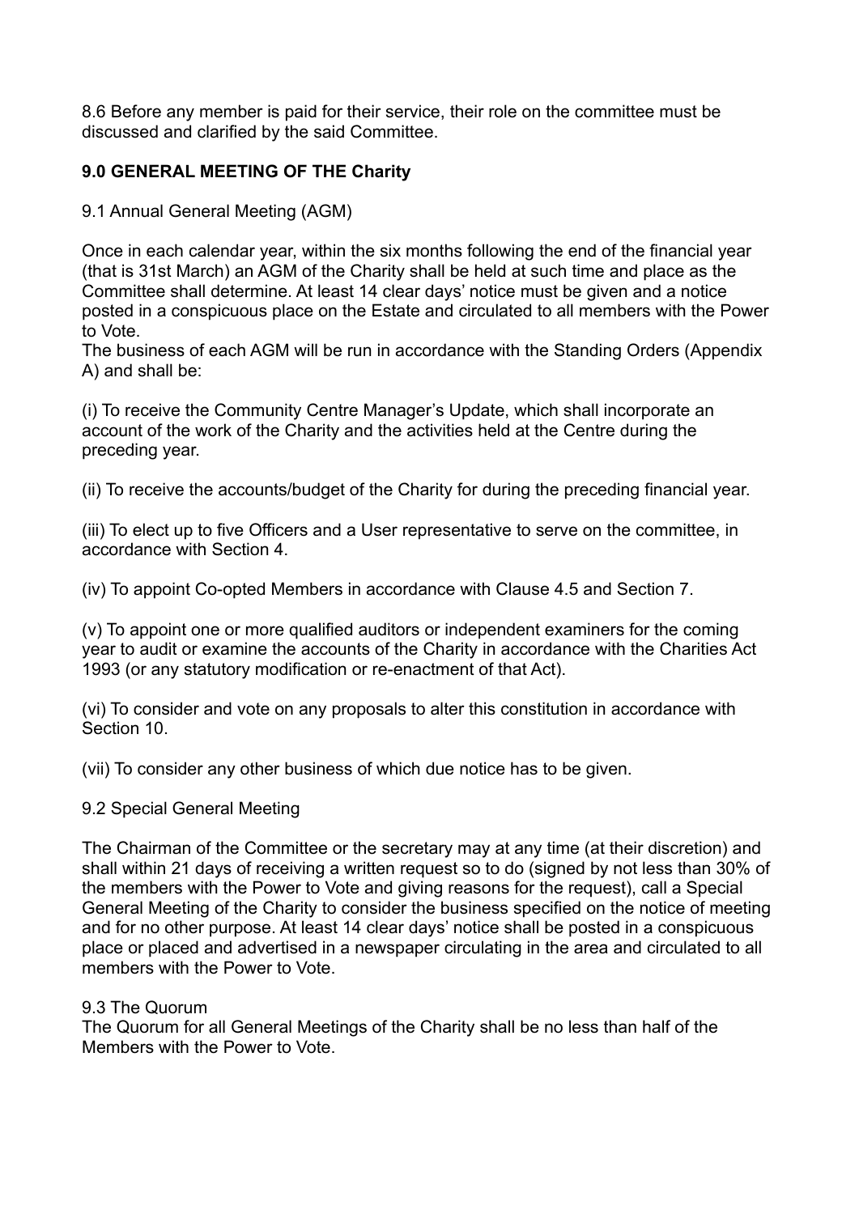8.6 Before any member is paid for their service, their role on the committee must be discussed and clarified by the said Committee.

## 9.0 GENERAL MEETING OF THE Charity

9.1 Annual General Meeting (AGM)

Once in each calendar year, within the six months following the end of the financial year (that is 31st March) an AGM of the Charity shall be held at such time and place as the Committee shall determine. At least 14 clear days' notice must be given and a notice posted in a conspicuous place on the Estate and circulated to all members with the Power to Vote.
The business of each AGM will be run in accordance with the Standing Orders (Appendix A) and shall be:

(i) To receive the Community Centre Manager's Update, which shall incorporate an account of the work of the Charity and the activities held at the Centre during the preceding year.

(ii) To receive the accounts/budget of the Charity for during the preceding financial year.

(iii) To elect up to five Officers and a User representative to serve on the committee, in accordance with Section 4.

(iv) To appoint Co-opted Members in accordance with Clause 4.5 and Section 7.

(v) To appoint one or more qualified auditors or independent examiners for the coming year to audit or examine the accounts of the Charity in accordance with the Charities Act 1993 (or any statutory modification or re-enactment of that Act).

(vi) To consider and vote on any proposals to alter this constitution in accordance with Section 10.

(vii) To consider any other business of which due notice has to be given.

9.2 Special General Meeting

The Chairman of the Committee or the secretary may at any time (at their discretion) and shall within 21 days of receiving a written request so to do (signed by not less than 30% of the members with the Power to Vote and giving reasons for the request), call a Special General Meeting of the Charity to consider the business specified on the notice of meeting and for no other purpose. At least 14 clear days' notice shall be posted in a conspicuous place or placed and advertised in a newspaper circulating in the area and circulated to all members with the Power to Vote.

9.3 The Quorum
The Quorum for all General Meetings of the Charity shall be no less than half of the Members with the Power to Vote.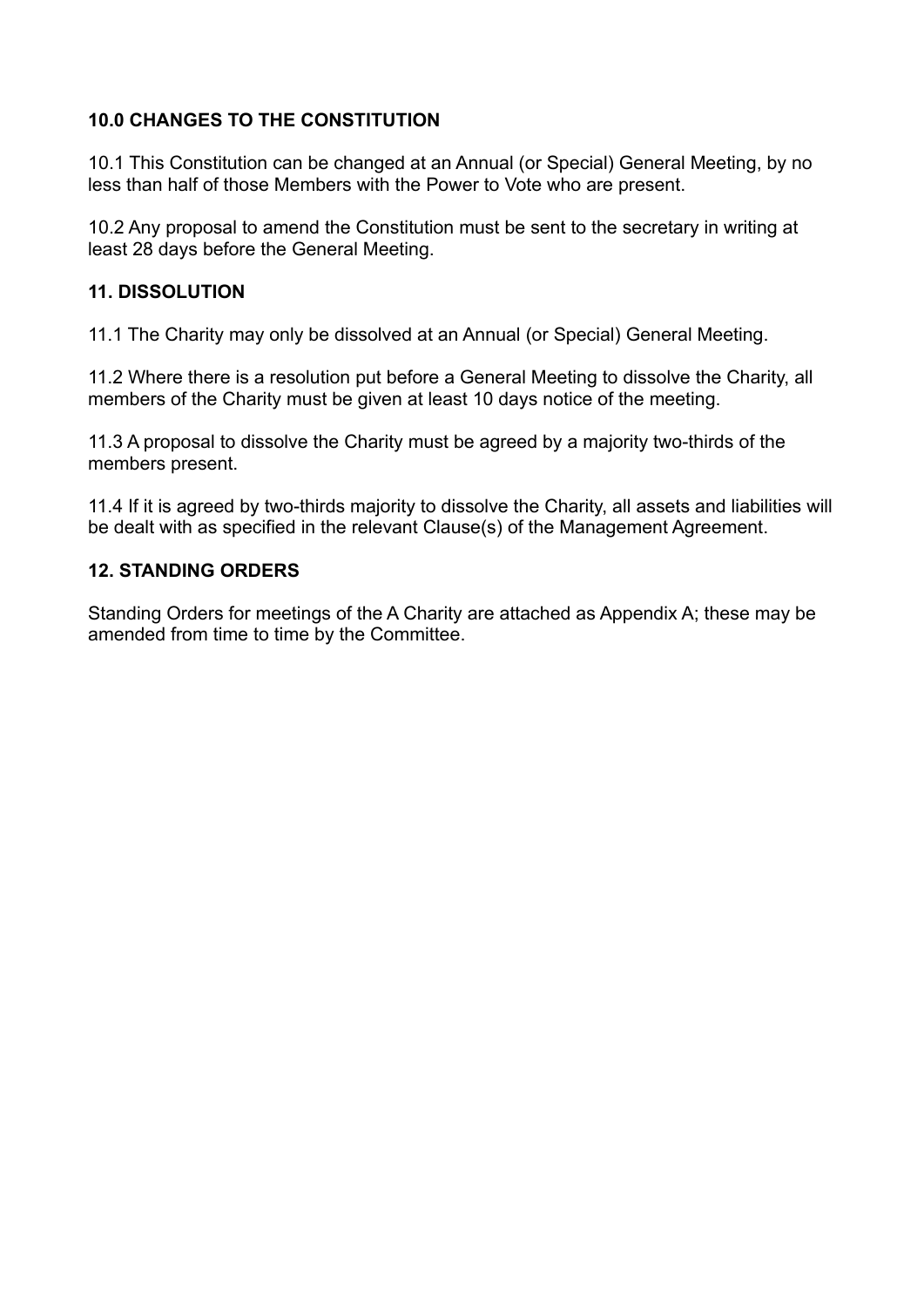## 10.0 CHANGES TO THE CONSTITUTION

10.1 This Constitution can be changed at an Annual (or Special) General Meeting, by no less than half of those Members with the Power to Vote who are present.

10.2 Any proposal to amend the Constitution must be sent to the secretary in writing at least 28 days before the General Meeting.

## 11. DISSOLUTION

11.1 The Charity may only be dissolved at an Annual (or Special) General Meeting.

11.2 Where there is a resolution put before a General Meeting to dissolve the Charity, all members of the Charity must be given at least 10 days notice of the meeting.

11.3 A proposal to dissolve the Charity must be agreed by a majority two-thirds of the members present.

11.4 If it is agreed by two-thirds majority to dissolve the Charity, all assets and liabilities will be dealt with as specified in the relevant Clause(s) of the Management Agreement.

## 12. STANDING ORDERS

Standing Orders for meetings of the A Charity are attached as Appendix A; these may be amended from time to time by the Committee.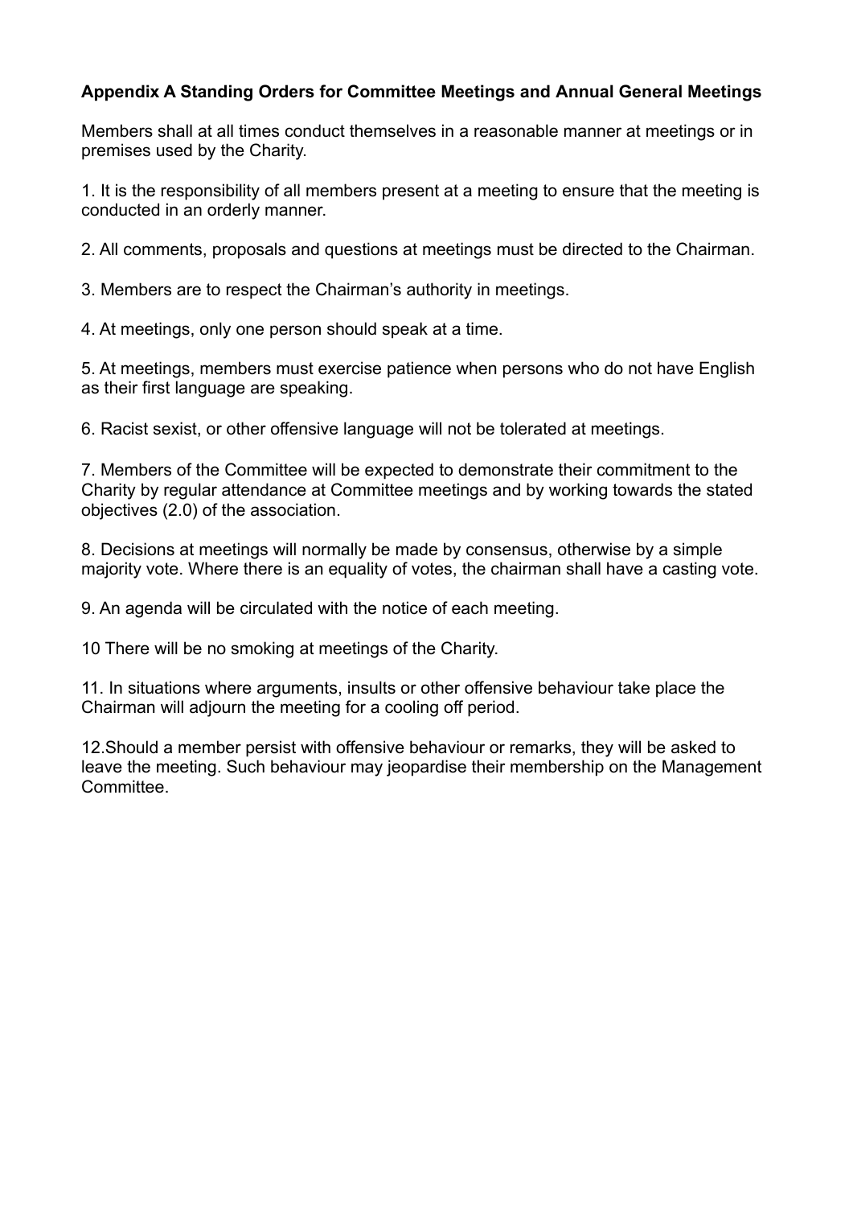**Appendix A Standing Orders for Committee Meetings and Annual General Meetings**

Members shall at all times conduct themselves in a reasonable manner at meetings or in premises used by the Charity.

1. It is the responsibility of all members present at a meeting to ensure that the meeting is conducted in an orderly manner.

2. All comments, proposals and questions at meetings must be directed to the Chairman.

3. Members are to respect the Chairman's authority in meetings.

4. At meetings, only one person should speak at a time.

5. At meetings, members must exercise patience when persons who do not have English as their first language are speaking.

6. Racist sexist, or other offensive language will not be tolerated at meetings.

7. Members of the Committee will be expected to demonstrate their commitment to the Charity by regular attendance at Committee meetings and by working towards the stated objectives (2.0) of the association.

8. Decisions at meetings will normally be made by consensus, otherwise by a simple majority vote. Where there is an equality of votes, the chairman shall have a casting vote.

9. An agenda will be circulated with the notice of each meeting.

10 There will be no smoking at meetings of the Charity.

11. In situations where arguments, insults or other offensive behaviour take place the Chairman will adjourn the meeting for a cooling off period.

12.Should a member persist with offensive behaviour or remarks, they will be asked to leave the meeting. Such behaviour may jeopardise their membership on the Management Committee.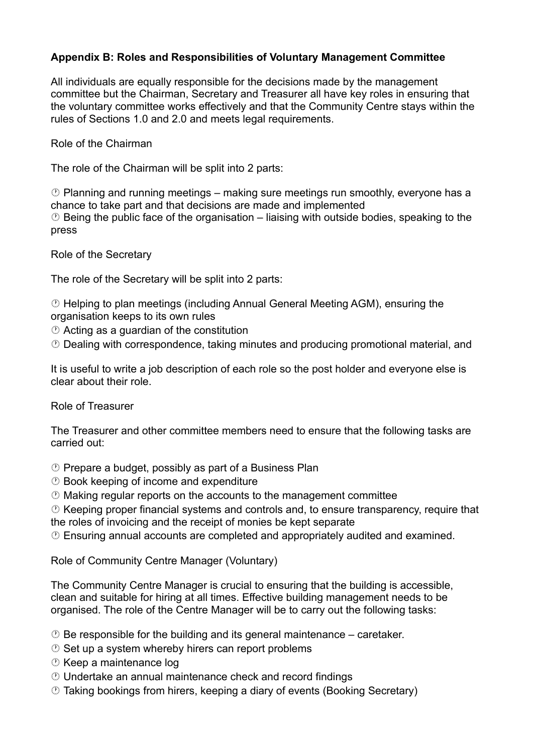**Appendix B: Roles and Responsibilities of Voluntary Management Committee**

All individuals are equally responsible for the decisions made by the management committee but the Chairman, Secretary and Treasurer all have key roles in ensuring that the voluntary committee works effectively and that the Community Centre stays within the rules of Sections 1.0 and 2.0 and meets legal requirements.

Role of the Chairman

The role of the Chairman will be split into 2 parts:

- Planning and running meetings – making sure meetings run smoothly, everyone has a chance to take part and that decisions are made and implemented
- Being the public face of the organisation – liaising with outside bodies, speaking to the press

Role of the Secretary

The role of the Secretary will be split into 2 parts:

- Helping to plan meetings (including Annual General Meeting AGM), ensuring the organisation keeps to its own rules
- Acting as a guardian of the constitution
- Dealing with correspondence, taking minutes and producing promotional material, and

It is useful to write a job description of each role so the post holder and everyone else is clear about their role.

Role of Treasurer

The Treasurer and other committee members need to ensure that the following tasks are carried out:

- Prepare a budget, possibly as part of a Business Plan
- Book keeping of income and expenditure
- Making regular reports on the accounts to the management committee
- Keeping proper financial systems and controls and, to ensure transparency, require that the roles of invoicing and the receipt of monies be kept separate
- Ensuring annual accounts are completed and appropriately audited and examined.

Role of Community Centre Manager (Voluntary)

The Community Centre Manager is crucial to ensuring that the building is accessible, clean and suitable for hiring at all times. Effective building management needs to be organised. The role of the Centre Manager will be to carry out the following tasks:

- Be responsible for the building and its general maintenance – caretaker.
- Set up a system whereby hirers can report problems
- Keep a maintenance log
- Undertake an annual maintenance check and record findings
- Taking bookings from hirers, keeping a diary of events (Booking Secretary)